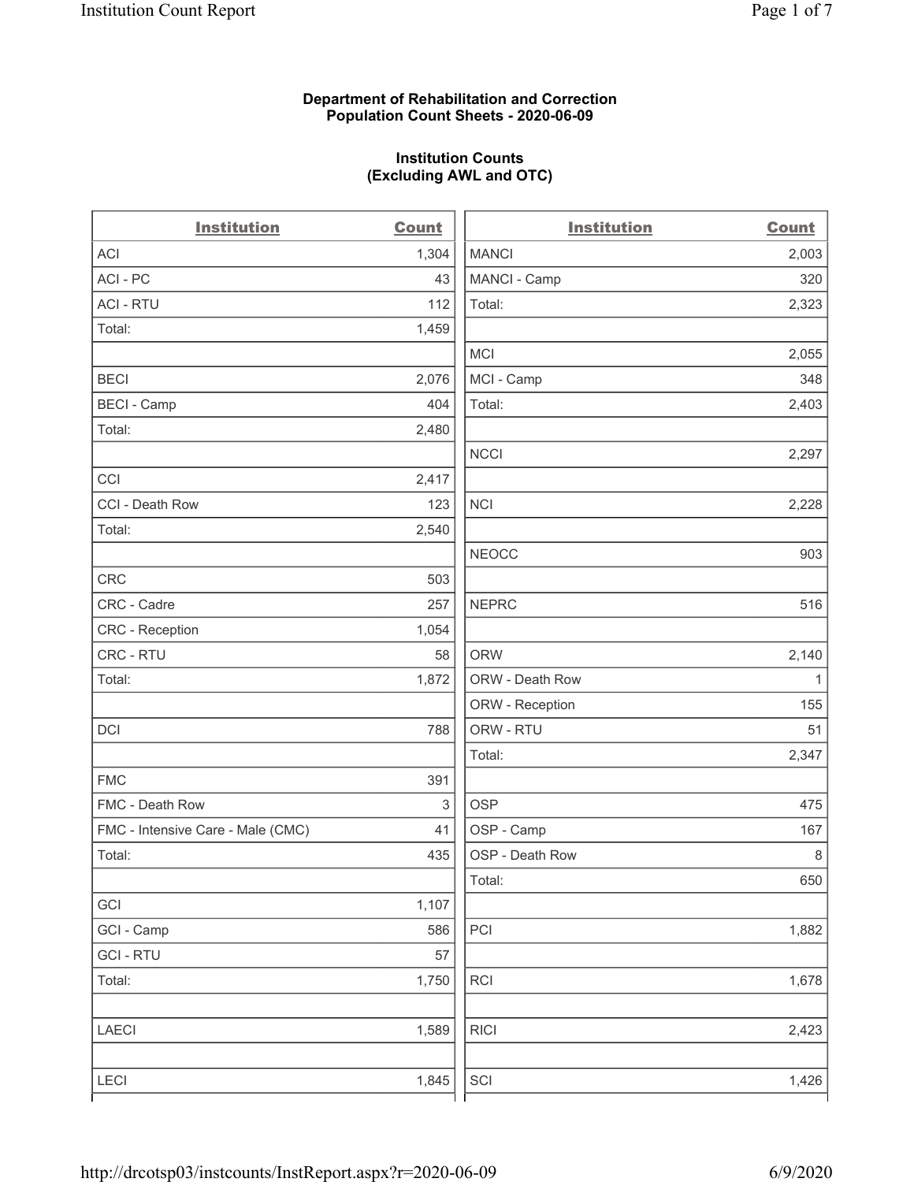**Department of Rehabilitation and Correction**
**Population Count Sheets - 2020-06-09**

**Institution Counts**
**(Excluding AWL and OTC)**

| Institution | Count |
|---|---|
| ACI | 1,304 |
| ACI - PC | 43 |
| ACI - RTU | 112 |
| Total: | 1,459 |
| | |
| BECI | 2,076 |
| BECI - Camp | 404 |
| Total: | 2,480 |
| | |
| CCI | 2,417 |
| CCI - Death Row | 123 |
| Total: | 2,540 |
| | |
| CRC | 503 |
| CRC - Cadre | 257 |
| CRC - Reception | 1,054 |
| CRC - RTU | 58 |
| Total: | 1,872 |
| | |
| DCI | 788 |
| | |
| FMC | 391 |
| FMC - Death Row | 3 |
| FMC - Intensive Care - Male (CMC) | 41 |
| Total: | 435 |
| | |
| GCI | 1,107 |
| GCI - Camp | 586 |
| GCI - RTU | 57 |
| Total: | 1,750 |
| | |
| LAECI | 1,589 |
| | |
| LECI | 1,845 |

| Institution | Count |
|---|---|
| MANCI | 2,003 |
| MANCI - Camp | 320 |
| Total: | 2,323 |
| | |
| MCI | 2,055 |
| MCI - Camp | 348 |
| Total: | 2,403 |
| | |
| NCCI | 2,297 |
| | |
| NCI | 2,228 |
| | |
| NEOCC | 903 |
| | |
| NEPRC | 516 |
| | |
| ORW | 2,140 |
| ORW - Death Row | 1 |
| ORW - Reception | 155 |
| ORW - RTU | 51 |
| Total: | 2,347 |
| | |
| OSP | 475 |
| OSP - Camp | 167 |
| OSP - Death Row | 8 |
| Total: | 650 |
| | |
| PCI | 1,882 |
| | |
| RCI | 1,678 |
| | |
| RICI | 2,423 |
| | |
| SCI | 1,426 |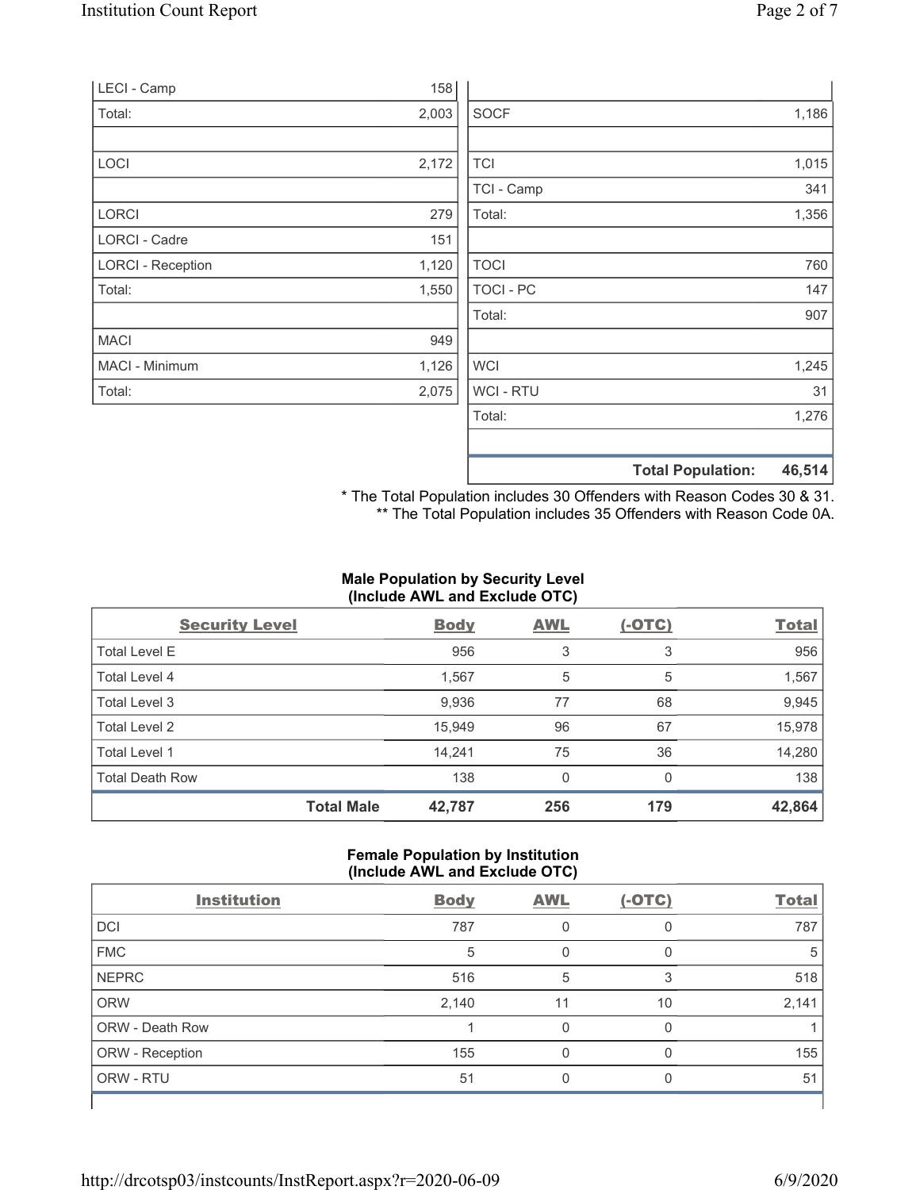| | | | |
|---|---|---|---|
| LECI - Camp | 158 | | |
| Total: | 2,003 | SOCF | 1,186 |
| | | | |
| LOCI | 2,172 | TCI | 1,015 |
| | | TCI - Camp | 341 |
| LORCI | 279 | Total: | 1,356 |
| LORCI - Cadre | 151 | | |
| LORCI - Reception | 1,120 | TOCI | 760 |
| Total: | 1,550 | TOCI - PC | 147 |
| | | Total: | 907 |
| MACI | 949 | | |
| MACI - Minimum | 1,126 | WCI | 1,245 |
| Total: | 2,075 | WCI - RTU | 31 |
| | | Total: | 1,276 |
| | | | |
| | | **Total Population:** | **46,514** |

\* The Total Population includes 30 Offenders with Reason Codes 30 & 31.
\*\* The Total Population includes 35 Offenders with Reason Code 0A.

### Male Population by Security Level (Include AWL and Exclude OTC)

| Security Level | Body | AWL | (-OTC) | Total |
|---|---|---|---|---|
| Total Level E | 956 | 3 | 3 | 956 |
| Total Level 4 | 1,567 | 5 | 5 | 1,567 |
| Total Level 3 | 9,936 | 77 | 68 | 9,945 |
| Total Level 2 | 15,949 | 96 | 67 | 15,978 |
| Total Level 1 | 14,241 | 75 | 36 | 14,280 |
| Total Death Row | 138 | 0 | 0 | 138 |
| **Total Male** | **42,787** | **256** | **179** | **42,864** |

### Female Population by Institution (Include AWL and Exclude OTC)

| Institution | Body | AWL | (-OTC) | Total |
|---|---|---|---|---|
| DCI | 787 | 0 | 0 | 787 |
| FMC | 5 | 0 | 0 | 5 |
| NEPRC | 516 | 5 | 3 | 518 |
| ORW | 2,140 | 11 | 10 | 2,141 |
| ORW - Death Row | 1 | 0 | 0 | 1 |
| ORW - Reception | 155 | 0 | 0 | 155 |
| ORW - RTU | 51 | 0 | 0 | 51 |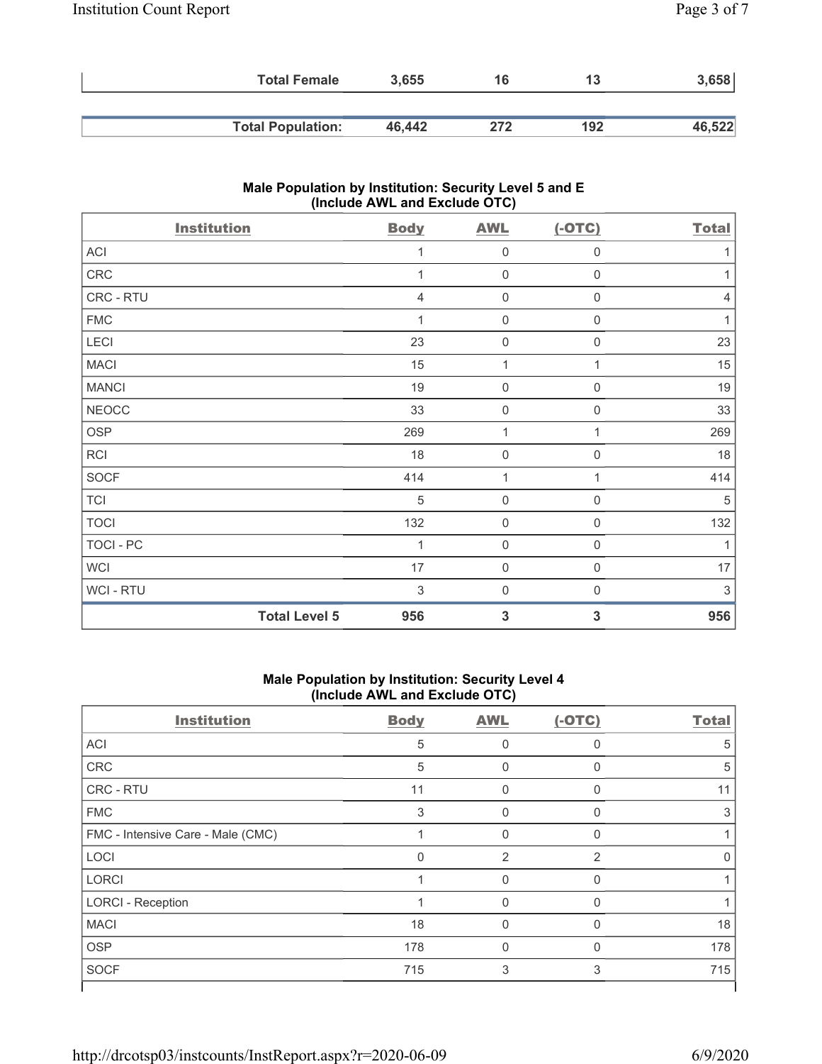| | Body | AWL | (-OTC) | Total |
|---|---|---|---|---|
| **Total Female** | **3,655** | **16** | **13** | **3,658** |
| **Total Population:** | **46,442** | **272** | **192** | **46,522** |

### Male Population by Institution: Security Level 5 and E (Include AWL and Exclude OTC)

| Institution | Body | AWL | (-OTC) | Total |
|---|---|---|---|---|
| ACI | 1 | 0 | 0 | 1 |
| CRC | 1 | 0 | 0 | 1 |
| CRC - RTU | 4 | 0 | 0 | 4 |
| FMC | 1 | 0 | 0 | 1 |
| LECI | 23 | 0 | 0 | 23 |
| MACI | 15 | 1 | 1 | 15 |
| MANCI | 19 | 0 | 0 | 19 |
| NEOCC | 33 | 0 | 0 | 33 |
| OSP | 269 | 1 | 1 | 269 |
| RCI | 18 | 0 | 0 | 18 |
| SOCF | 414 | 1 | 1 | 414 |
| TCI | 5 | 0 | 0 | 5 |
| TOCI | 132 | 0 | 0 | 132 |
| TOCI - PC | 1 | 0 | 0 | 1 |
| WCI | 17 | 0 | 0 | 17 |
| WCI - RTU | 3 | 0 | 0 | 3 |
| **Total Level 5** | **956** | **3** | **3** | **956** |

### Male Population by Institution: Security Level 4 (Include AWL and Exclude OTC)

| Institution | Body | AWL | (-OTC) | Total |
|---|---|---|---|---|
| ACI | 5 | 0 | 0 | 5 |
| CRC | 5 | 0 | 0 | 5 |
| CRC - RTU | 11 | 0 | 0 | 11 |
| FMC | 3 | 0 | 0 | 3 |
| FMC - Intensive Care - Male (CMC) | 1 | 0 | 0 | 1 |
| LOCI | 0 | 2 | 2 | 0 |
| LORCI | 1 | 0 | 0 | 1 |
| LORCI - Reception | 1 | 0 | 0 | 1 |
| MACI | 18 | 0 | 0 | 18 |
| OSP | 178 | 0 | 0 | 178 |
| SOCF | 715 | 3 | 3 | 715 |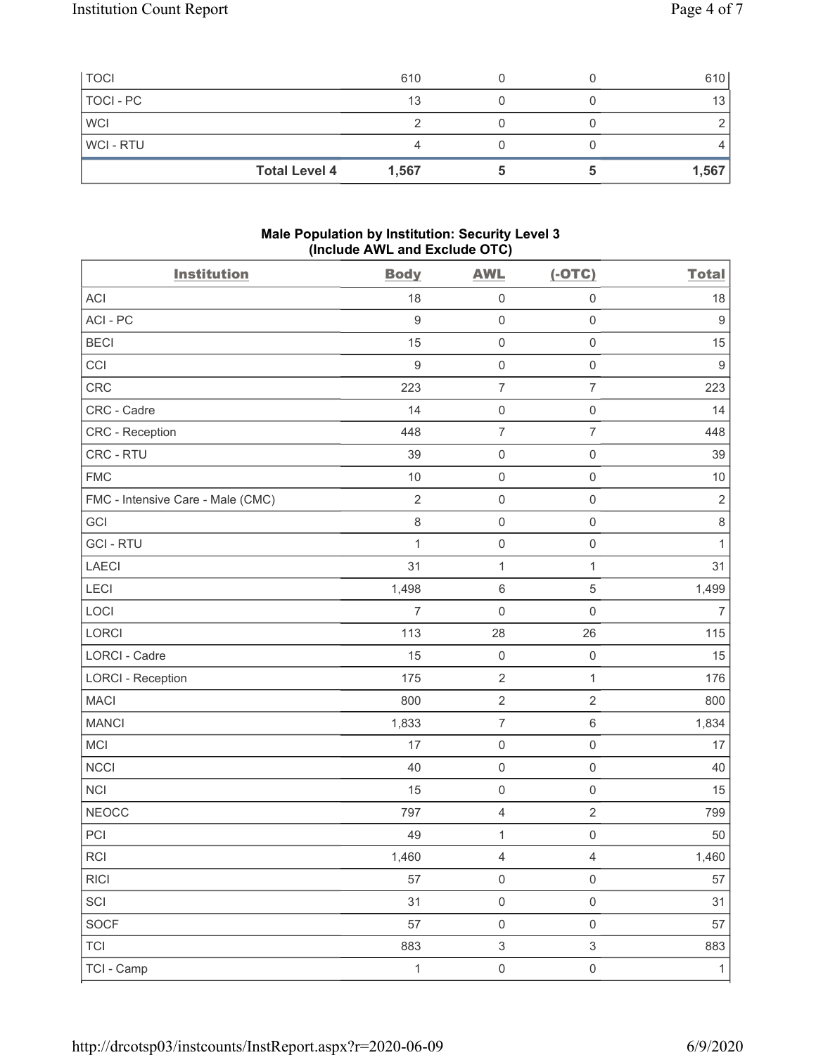| TOCI | 610 | 0 | 0 | 610 |
|---|---|---|---|---|
| TOCI - PC | 13 | 0 | 0 | 13 |
| WCI | 2 | 0 | 0 | 2 |
| WCI - RTU | 4 | 0 | 0 | 4 |
| **Total Level 4** | **1,567** | **5** | **5** | **1,567** |

### Male Population by Institution: Security Level 3 (Include AWL and Exclude OTC)

| Institution | Body | AWL | (-OTC) | Total |
|---|---|---|---|---|
| ACI | 18 | 0 | 0 | 18 |
| ACI - PC | 9 | 0 | 0 | 9 |
| BECI | 15 | 0 | 0 | 15 |
| CCI | 9 | 0 | 0 | 9 |
| CRC | 223 | 7 | 7 | 223 |
| CRC - Cadre | 14 | 0 | 0 | 14 |
| CRC - Reception | 448 | 7 | 7 | 448 |
| CRC - RTU | 39 | 0 | 0 | 39 |
| FMC | 10 | 0 | 0 | 10 |
| FMC - Intensive Care - Male (CMC) | 2 | 0 | 0 | 2 |
| GCI | 8 | 0 | 0 | 8 |
| GCI - RTU | 1 | 0 | 0 | 1 |
| LAECI | 31 | 1 | 1 | 31 |
| LECI | 1,498 | 6 | 5 | 1,499 |
| LOCI | 7 | 0 | 0 | 7 |
| LORCI | 113 | 28 | 26 | 115 |
| LORCI - Cadre | 15 | 0 | 0 | 15 |
| LORCI - Reception | 175 | 2 | 1 | 176 |
| MACI | 800 | 2 | 2 | 800 |
| MANCI | 1,833 | 7 | 6 | 1,834 |
| MCI | 17 | 0 | 0 | 17 |
| NCCI | 40 | 0 | 0 | 40 |
| NCI | 15 | 0 | 0 | 15 |
| NEOCC | 797 | 4 | 2 | 799 |
| PCI | 49 | 1 | 0 | 50 |
| RCI | 1,460 | 4 | 4 | 1,460 |
| RICI | 57 | 0 | 0 | 57 |
| SCI | 31 | 0 | 0 | 31 |
| SOCF | 57 | 0 | 0 | 57 |
| TCI | 883 | 3 | 3 | 883 |
| TCI - Camp | 1 | 0 | 0 | 1 |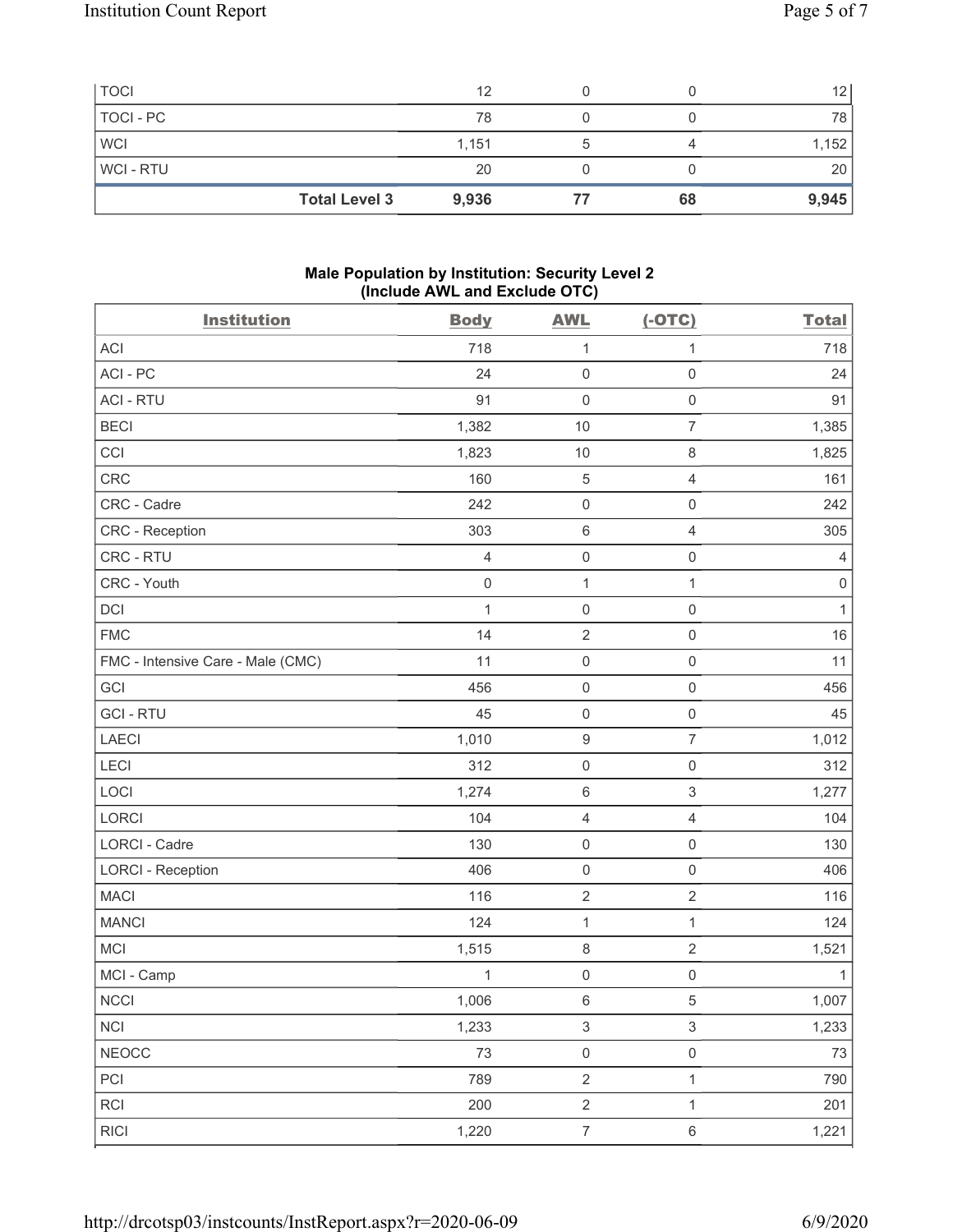| TOCI | 12 | 0 | 0 | 12 |
|---|---|---|---|---|
| TOCI - PC | 78 | 0 | 0 | 78 |
| WCI | 1,151 | 5 | 4 | 1,152 |
| WCI - RTU | 20 | 0 | 0 | 20 |
| **Total Level 3** | **9,936** | **77** | **68** | **9,945** |

**Male Population by Institution: Security Level 2 (Include AWL and Exclude OTC)**

| Institution | Body | AWL | (-OTC) | Total |
|---|---|---|---|---|
| ACI | 718 | 1 | 1 | 718 |
| ACI - PC | 24 | 0 | 0 | 24 |
| ACI - RTU | 91 | 0 | 0 | 91 |
| BECI | 1,382 | 10 | 7 | 1,385 |
| CCI | 1,823 | 10 | 8 | 1,825 |
| CRC | 160 | 5 | 4 | 161 |
| CRC - Cadre | 242 | 0 | 0 | 242 |
| CRC - Reception | 303 | 6 | 4 | 305 |
| CRC - RTU | 4 | 0 | 0 | 4 |
| CRC - Youth | 0 | 1 | 1 | 0 |
| DCI | 1 | 0 | 0 | 1 |
| FMC | 14 | 2 | 0 | 16 |
| FMC - Intensive Care - Male (CMC) | 11 | 0 | 0 | 11 |
| GCI | 456 | 0 | 0 | 456 |
| GCI - RTU | 45 | 0 | 0 | 45 |
| LAECI | 1,010 | 9 | 7 | 1,012 |
| LECI | 312 | 0 | 0 | 312 |
| LOCI | 1,274 | 6 | 3 | 1,277 |
| LORCI | 104 | 4 | 4 | 104 |
| LORCI - Cadre | 130 | 0 | 0 | 130 |
| LORCI - Reception | 406 | 0 | 0 | 406 |
| MACI | 116 | 2 | 2 | 116 |
| MANCI | 124 | 1 | 1 | 124 |
| MCI | 1,515 | 8 | 2 | 1,521 |
| MCI - Camp | 1 | 0 | 0 | 1 |
| NCCI | 1,006 | 6 | 5 | 1,007 |
| NCI | 1,233 | 3 | 3 | 1,233 |
| NEOCC | 73 | 0 | 0 | 73 |
| PCI | 789 | 2 | 1 | 790 |
| RCI | 200 | 2 | 1 | 201 |
| RICI | 1,220 | 7 | 6 | 1,221 |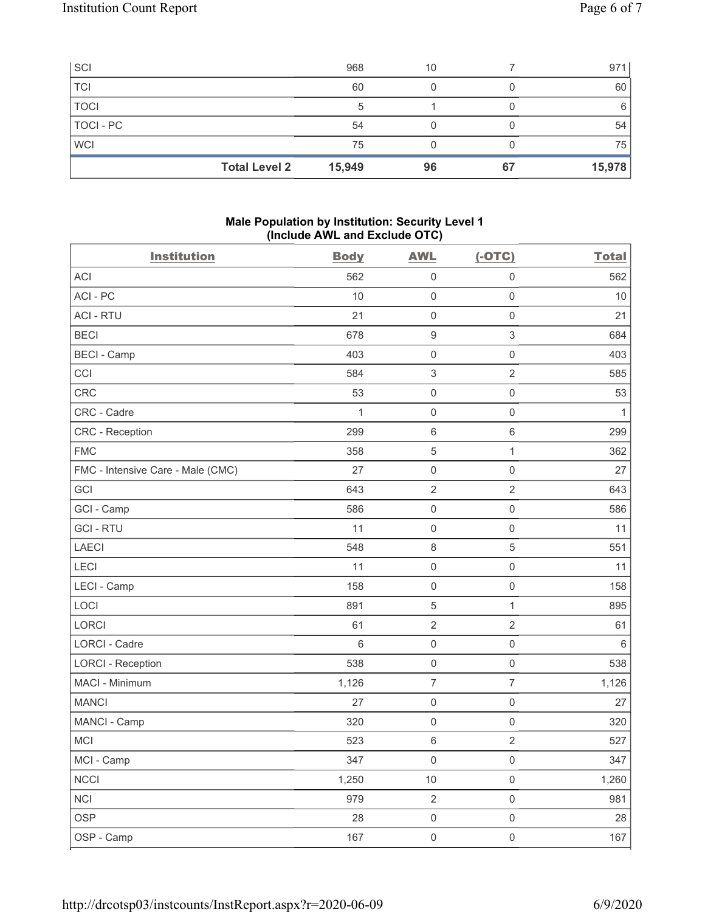| | Body | AWL | (-OTC) | Total |
|---|---|---|---|---|
| SCI | 968 | 10 | 7 | 971 |
| TCI | 60 | 0 | 0 | 60 |
| TOCI | 5 | 1 | 0 | 6 |
| TOCI - PC | 54 | 0 | 0 | 54 |
| WCI | 75 | 0 | 0 | 75 |
| **Total Level 2** | **15,949** | **96** | **67** | **15,978** |

**Male Population by Institution: Security Level 1**
**(Include AWL and Exclude OTC)**

| Institution | Body | AWL | (-OTC) | Total |
|---|---|---|---|---|
| ACI | 562 | 0 | 0 | 562 |
| ACI - PC | 10 | 0 | 0 | 10 |
| ACI - RTU | 21 | 0 | 0 | 21 |
| BECI | 678 | 9 | 3 | 684 |
| BECI - Camp | 403 | 0 | 0 | 403 |
| CCI | 584 | 3 | 2 | 585 |
| CRC | 53 | 0 | 0 | 53 |
| CRC - Cadre | 1 | 0 | 0 | 1 |
| CRC - Reception | 299 | 6 | 6 | 299 |
| FMC | 358 | 5 | 1 | 362 |
| FMC - Intensive Care - Male (CMC) | 27 | 0 | 0 | 27 |
| GCI | 643 | 2 | 2 | 643 |
| GCI - Camp | 586 | 0 | 0 | 586 |
| GCI - RTU | 11 | 0 | 0 | 11 |
| LAECI | 548 | 8 | 5 | 551 |
| LECI | 11 | 0 | 0 | 11 |
| LECI - Camp | 158 | 0 | 0 | 158 |
| LOCI | 891 | 5 | 1 | 895 |
| LORCI | 61 | 2 | 2 | 61 |
| LORCI - Cadre | 6 | 0 | 0 | 6 |
| LORCI - Reception | 538 | 0 | 0 | 538 |
| MACI - Minimum | 1,126 | 7 | 7 | 1,126 |
| MANCI | 27 | 0 | 0 | 27 |
| MANCI - Camp | 320 | 0 | 0 | 320 |
| MCI | 523 | 6 | 2 | 527 |
| MCI - Camp | 347 | 0 | 0 | 347 |
| NCCI | 1,250 | 10 | 0 | 1,260 |
| NCI | 979 | 2 | 0 | 981 |
| OSP | 28 | 0 | 0 | 28 |
| OSP - Camp | 167 | 0 | 0 | 167 |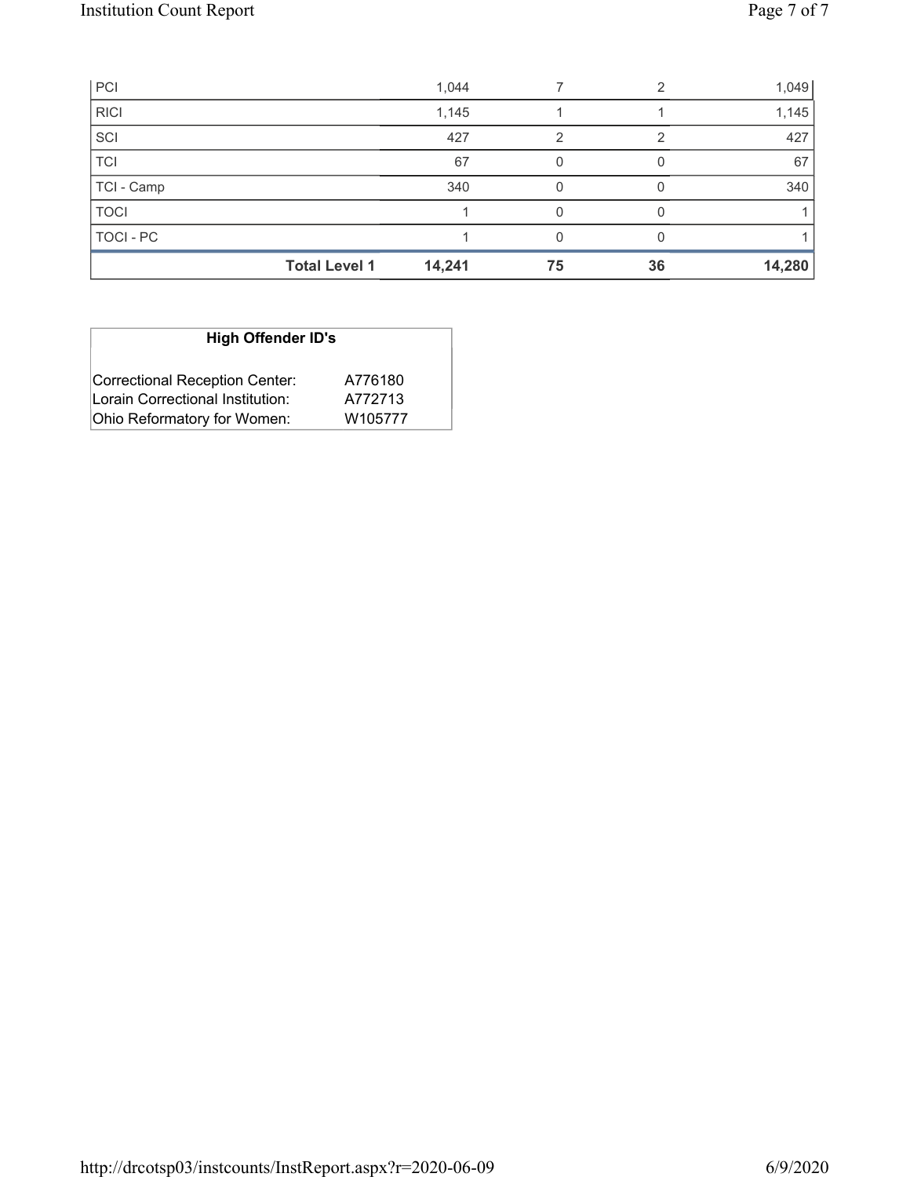| | | | | |
|---|---|---|---|---|
| PCI | 1,044 | 7 | 2 | 1,049 |
| RICI | 1,145 | 1 | 1 | 1,145 |
| SCI | 427 | 2 | 2 | 427 |
| TCI | 67 | 0 | 0 | 67 |
| TCI - Camp | 340 | 0 | 0 | 340 |
| TOCI | 1 | 0 | 0 | 1 |
| TOCI - PC | 1 | 0 | 0 | 1 |
| **Total Level 1** | **14,241** | **75** | **36** | **14,280** |

| **High Offender ID's** | |
|---|---|
| Correctional Reception Center: | A776180 |
| Lorain Correctional Institution: | A772713 |
| Ohio Reformatory for Women: | W105777 |